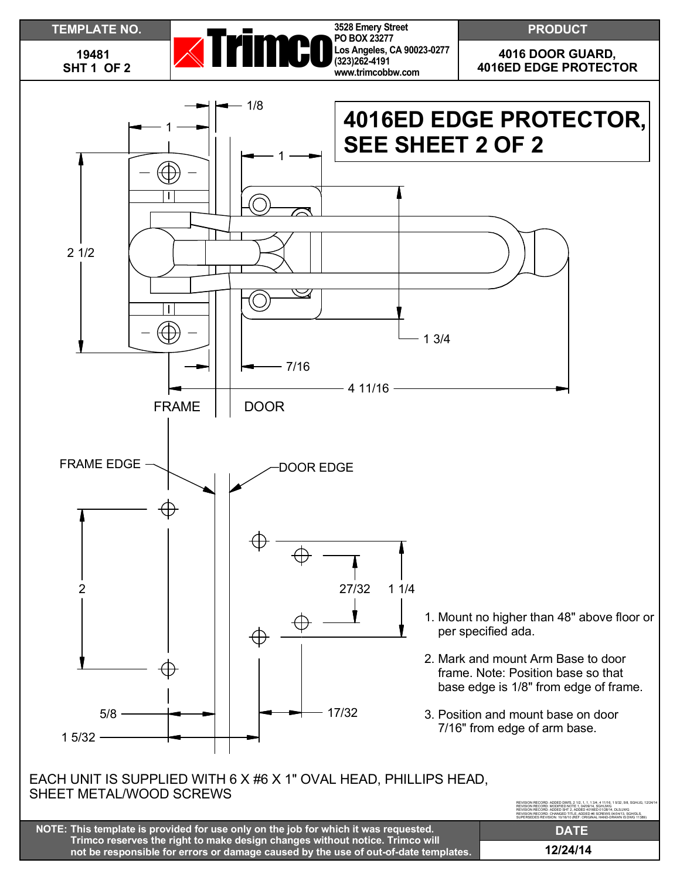| TEMPLATE NO. | | PRODUCT |
| --- | --- | --- |
| 19481 SHT 1 OF 2 | Trimco 3528 Emery Street PO BOX 23277 Los Angeles, CA 90023-0277 (323)262-4191 www.trimcobbw.com | 4016 DOOR GUARD, 4016ED EDGE PROTECTOR |

# 4016ED EDGE PROTECTOR, SEE SHEET 2 OF 2

1/8

1

1

2 1/2

1 3/4

7/16

4 11/16

FRAME

DOOR

FRAME EDGE

DOOR EDGE

2

27/32

1 1/4

5/8

17/32

1 5/32

1. Mount no higher than 48" above floor or per specified ada.
2. Mark and mount Arm Base to door frame. Note: Position base so that base edge is 1/8" from edge of frame.
3. Position and mount base on door 7/16" from edge of arm base.

EACH UNIT IS SUPPLIED WITH 6 X #6 X 1" OVAL HEAD, PHILLIPS HEAD, SHEET METAL/WOOD SCREWS

REVISION RECORD: ADDED DIMS, 2 1/2, 1, 1, 1 3/4, 4 11/16, 1 5/32, 5/8, SGH/JG, 12/24/14
REVISION RECORD: MODIFIED NOTE 1, 04/09/14, SGH/JWG
REVISION RECORD: ADDED SHT 2, ADDED 4016ED 01/28/14, DLS/JWG
REVISION RECORD: CHANGED TITLE, ADDED #6 SCREWS 04/04/13, SGH/DLS
SUPERSEDES REVISION: 10/18/10 (REF: ORIGINAL HAND-DRAWN IS DWG 11389)

| NOTE: This template is provided for use only on the job for which it was requested. Trimco reserves the right to make design changes without notice. Trimco will not be responsible for errors or damage caused by the use of out-of-date templates. | DATE |
| --- | --- |
| | 12/24/14 |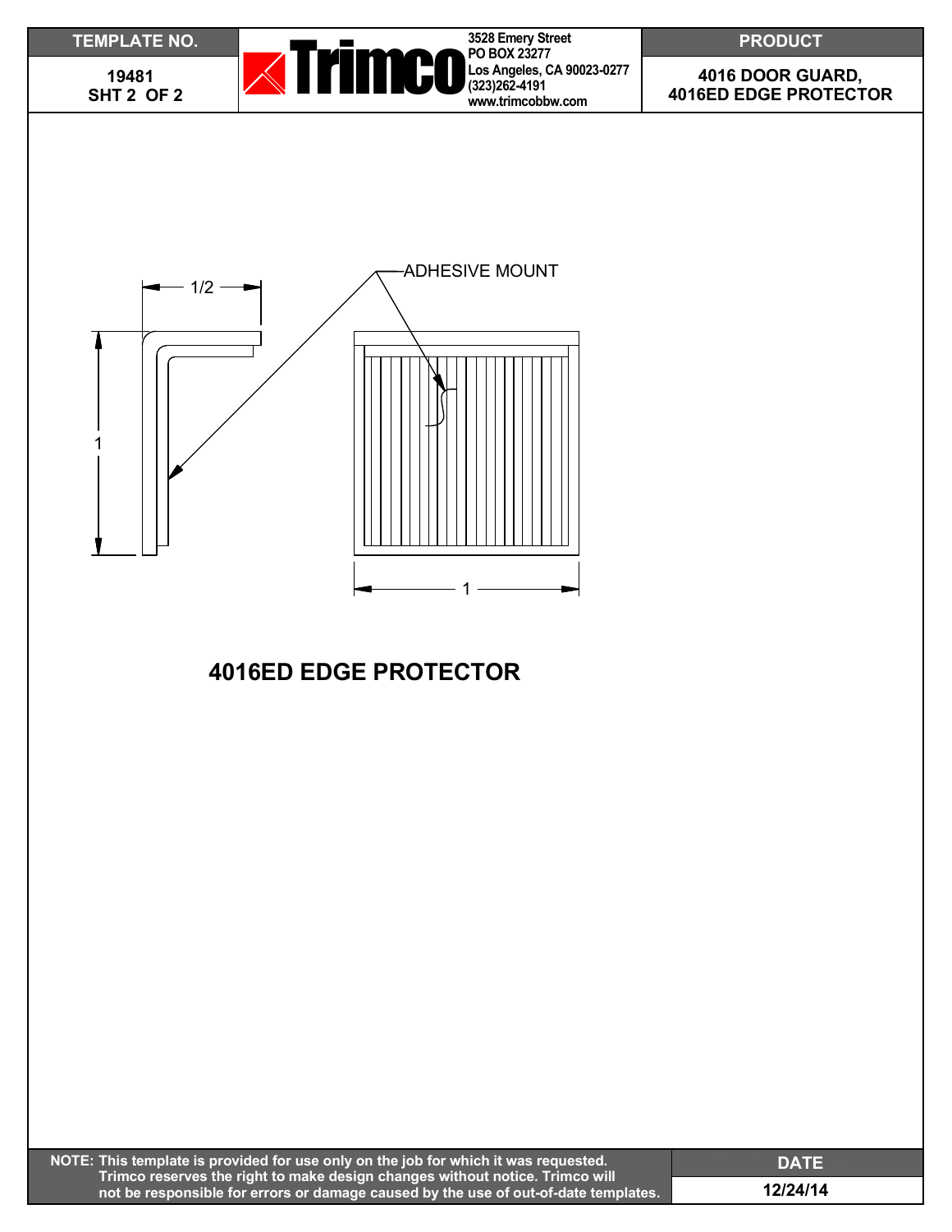| TEMPLATE NO. | | PRODUCT |
|---|---|---|
| 19481 SHT 2 OF 2 | Trimco 3528 Emery Street PO BOX 23277 Los Angeles, CA 90023-0277 (323)262-4191 www.trimcobbw.com | 4016 DOOR GUARD, 4016ED EDGE PROTECTOR |

1/2

ADHESIVE MOUNT

1

1

## 4016ED EDGE PROTECTOR

| NOTE: This template is provided for use only on the job for which it was requested. Trimco reserves the right to make design changes without notice. Trimco will not be responsible for errors or damage caused by the use of out-of-date templates. | DATE |
|---|---|
| | 12/24/14 |